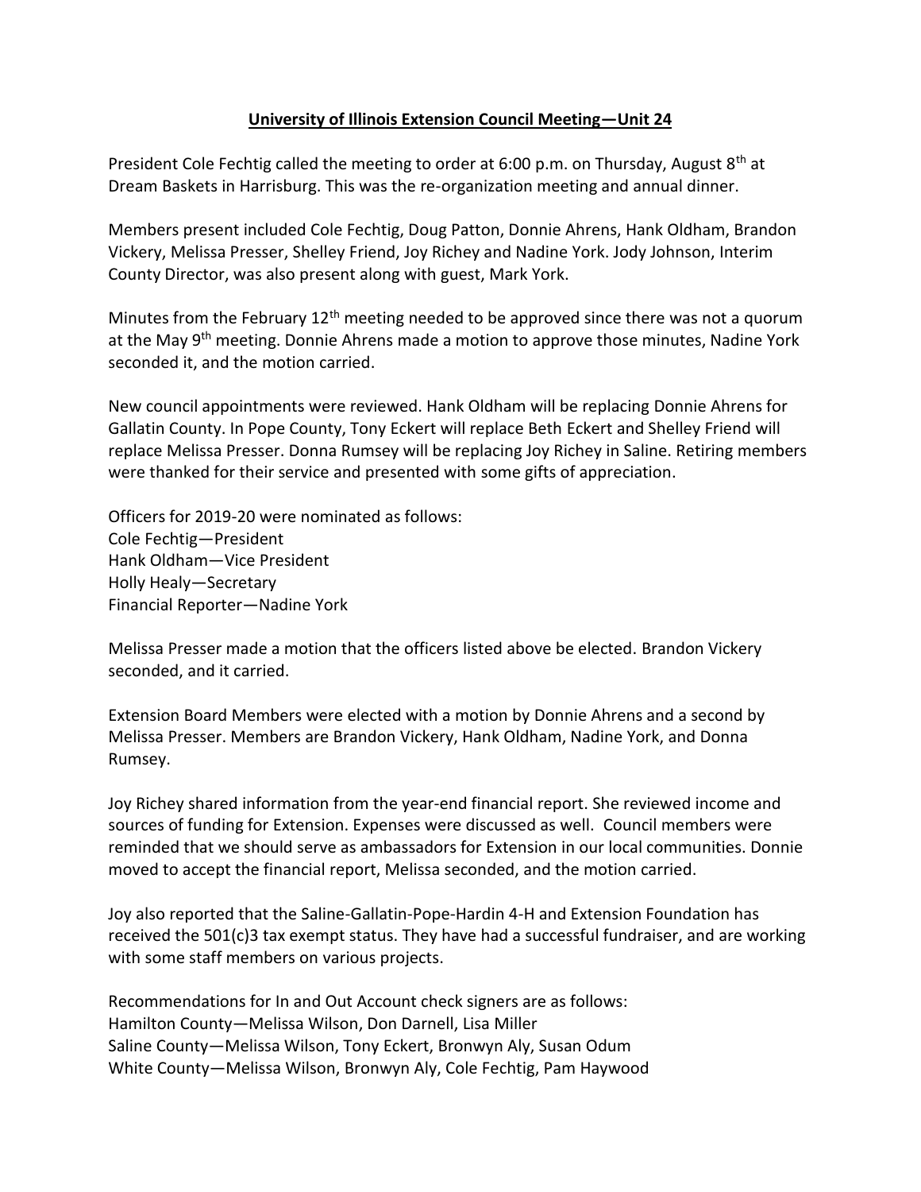# University of Illinois Extension Council Meeting—Unit 24

President Cole Fechtig called the meeting to order at 6:00 p.m. on Thursday, August 8th at Dream Baskets in Harrisburg. This was the re-organization meeting and annual dinner.

Members present included Cole Fechtig, Doug Patton, Donnie Ahrens, Hank Oldham, Brandon Vickery, Melissa Presser, Shelley Friend, Joy Richey and Nadine York. Jody Johnson, Interim County Director, was also present along with guest, Mark York.

Minutes from the February 12th meeting needed to be approved since there was not a quorum at the May 9th meeting. Donnie Ahrens made a motion to approve those minutes, Nadine York seconded it, and the motion carried.

New council appointments were reviewed. Hank Oldham will be replacing Donnie Ahrens for Gallatin County. In Pope County, Tony Eckert will replace Beth Eckert and Shelley Friend will replace Melissa Presser. Donna Rumsey will be replacing Joy Richey in Saline. Retiring members were thanked for their service and presented with some gifts of appreciation.

Officers for 2019-20 were nominated as follows:
Cole Fechtig—President
Hank Oldham—Vice President
Holly Healy—Secretary
Financial Reporter—Nadine York

Melissa Presser made a motion that the officers listed above be elected. Brandon Vickery seconded, and it carried.

Extension Board Members were elected with a motion by Donnie Ahrens and a second by Melissa Presser. Members are Brandon Vickery, Hank Oldham, Nadine York, and Donna Rumsey.

Joy Richey shared information from the year-end financial report. She reviewed income and sources of funding for Extension. Expenses were discussed as well. Council members were reminded that we should serve as ambassadors for Extension in our local communities. Donnie moved to accept the financial report, Melissa seconded, and the motion carried.

Joy also reported that the Saline-Gallatin-Pope-Hardin 4-H and Extension Foundation has received the 501(c)3 tax exempt status. They have had a successful fundraiser, and are working with some staff members on various projects.

Recommendations for In and Out Account check signers are as follows:
Hamilton County—Melissa Wilson, Don Darnell, Lisa Miller
Saline County—Melissa Wilson, Tony Eckert, Bronwyn Aly, Susan Odum
White County—Melissa Wilson, Bronwyn Aly, Cole Fechtig, Pam Haywood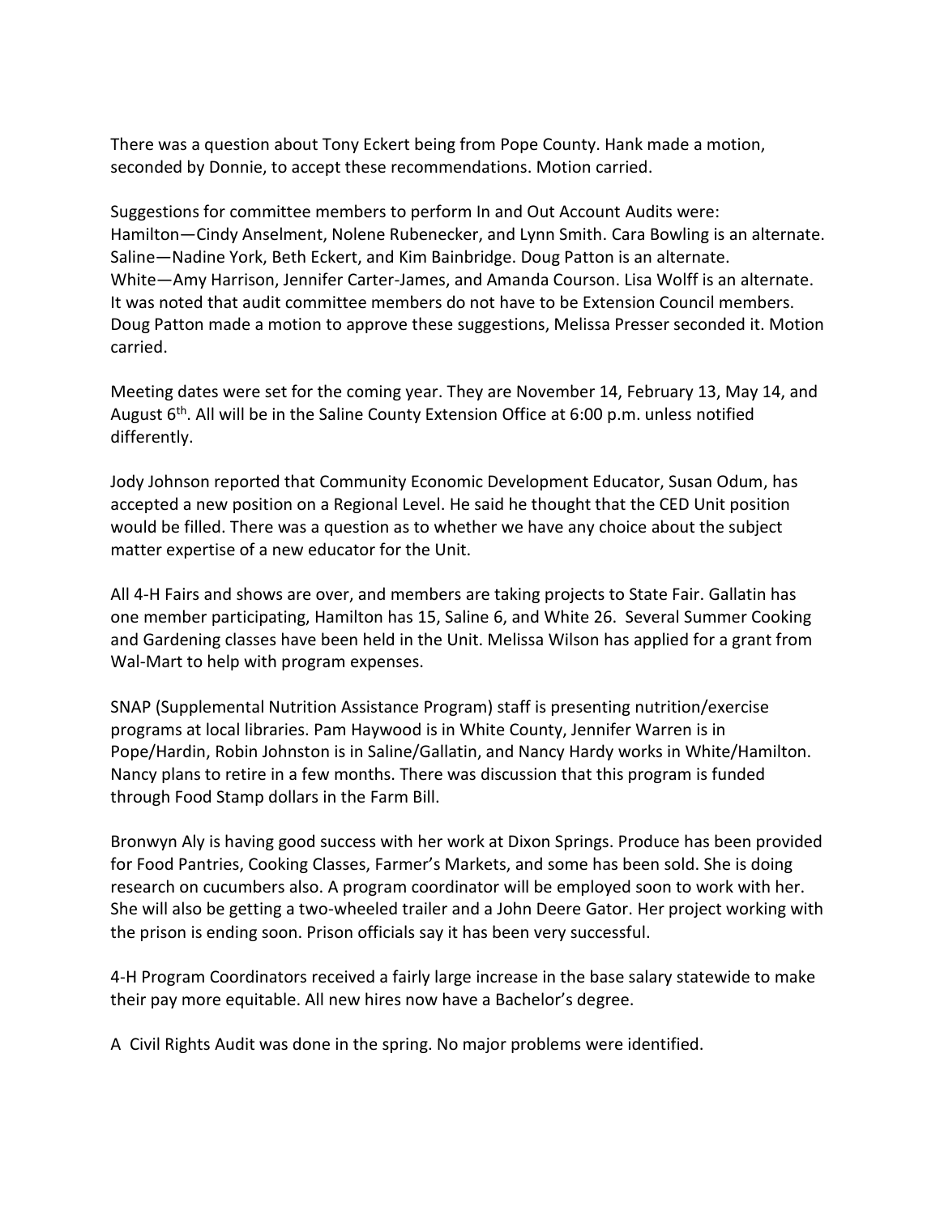There was a question about Tony Eckert being from Pope County. Hank made a motion, seconded by Donnie, to accept these recommendations. Motion carried.

Suggestions for committee members to perform In and Out Account Audits were:
Hamilton—Cindy Anselment, Nolene Rubenecker, and Lynn Smith. Cara Bowling is an alternate.
Saline—Nadine York, Beth Eckert, and Kim Bainbridge. Doug Patton is an alternate.
White—Amy Harrison, Jennifer Carter-James, and Amanda Courson. Lisa Wolff is an alternate.
It was noted that audit committee members do not have to be Extension Council members.
Doug Patton made a motion to approve these suggestions, Melissa Presser seconded it. Motion carried.

Meeting dates were set for the coming year. They are November 14, February 13, May 14, and August 6th. All will be in the Saline County Extension Office at 6:00 p.m. unless notified differently.

Jody Johnson reported that Community Economic Development Educator, Susan Odum, has accepted a new position on a Regional Level. He said he thought that the CED Unit position would be filled. There was a question as to whether we have any choice about the subject matter expertise of a new educator for the Unit.

All 4-H Fairs and shows are over, and members are taking projects to State Fair. Gallatin has one member participating, Hamilton has 15, Saline 6, and White 26. Several Summer Cooking and Gardening classes have been held in the Unit. Melissa Wilson has applied for a grant from Wal-Mart to help with program expenses.

SNAP (Supplemental Nutrition Assistance Program) staff is presenting nutrition/exercise programs at local libraries. Pam Haywood is in White County, Jennifer Warren is in Pope/Hardin, Robin Johnston is in Saline/Gallatin, and Nancy Hardy works in White/Hamilton. Nancy plans to retire in a few months. There was discussion that this program is funded through Food Stamp dollars in the Farm Bill.

Bronwyn Aly is having good success with her work at Dixon Springs. Produce has been provided for Food Pantries, Cooking Classes, Farmer's Markets, and some has been sold. She is doing research on cucumbers also. A program coordinator will be employed soon to work with her. She will also be getting a two-wheeled trailer and a John Deere Gator. Her project working with the prison is ending soon. Prison officials say it has been very successful.

4-H Program Coordinators received a fairly large increase in the base salary statewide to make their pay more equitable. All new hires now have a Bachelor's degree.

A Civil Rights Audit was done in the spring. No major problems were identified.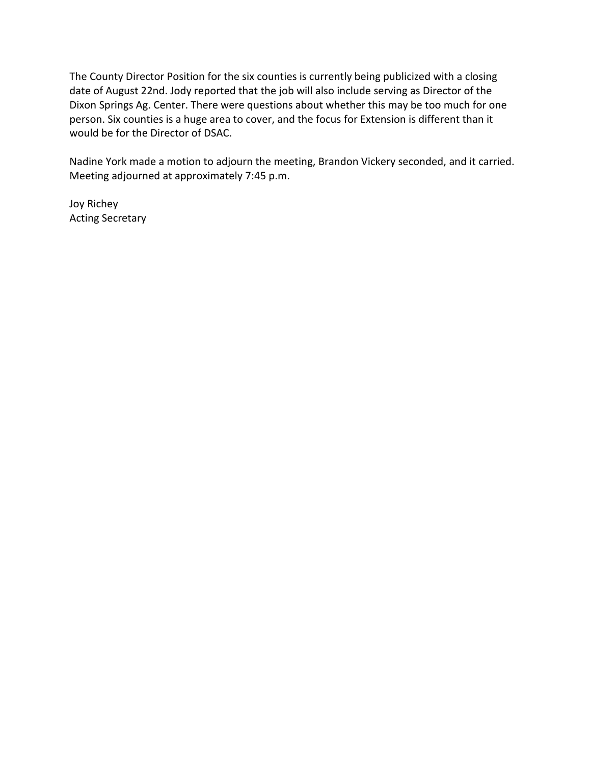The County Director Position for the six counties is currently being publicized with a closing date of August 22nd. Jody reported that the job will also include serving as Director of the Dixon Springs Ag. Center. There were questions about whether this may be too much for one person. Six counties is a huge area to cover, and the focus for Extension is different than it would be for the Director of DSAC.

Nadine York made a motion to adjourn the meeting, Brandon Vickery seconded, and it carried. Meeting adjourned at approximately 7:45 p.m.

Joy Richey
Acting Secretary